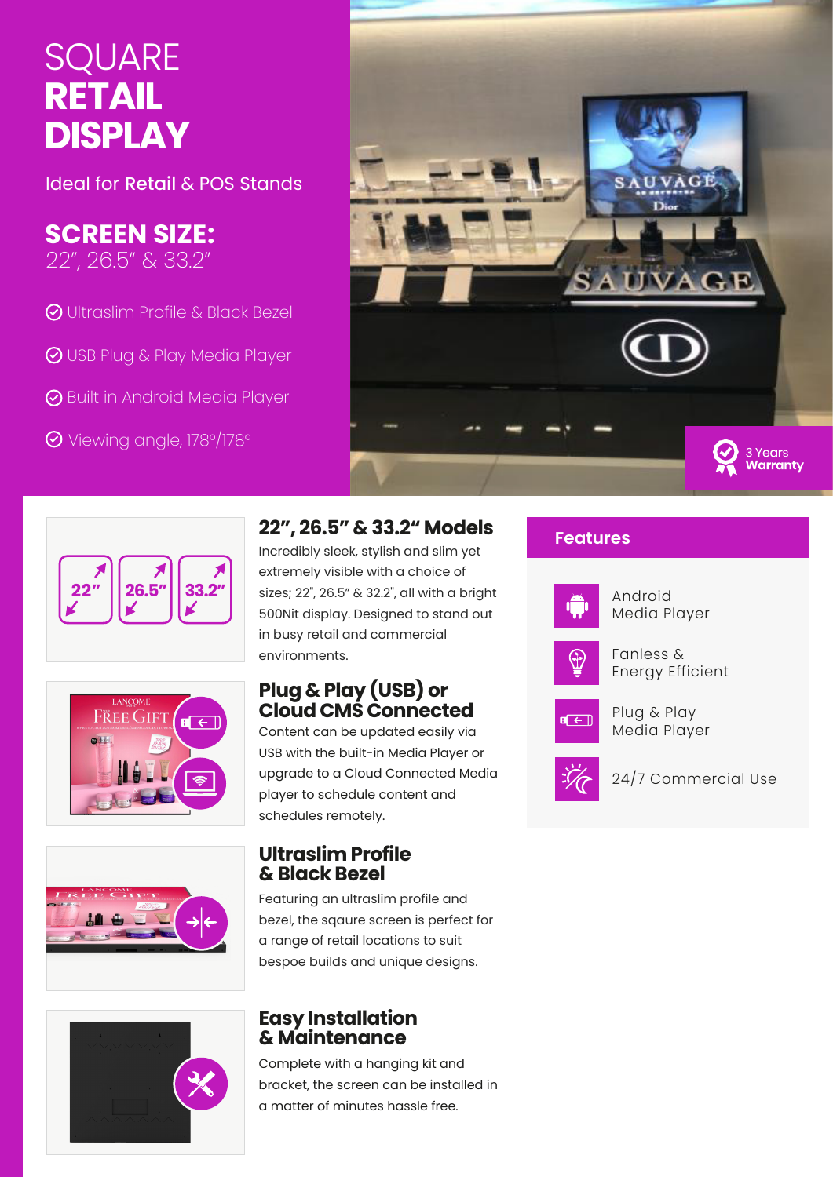# SQUARE **RETAIL DISPLAY**

Ideal for **Retail** & POS Stands

## SCREEN SIZE:

22", 26.5" & 33.2"

- Ultraslim Profile & Black Bezel
- USB Plug & Play Media Player
- Built in Android Media Player
- Viewing angle, 178°/178°

3 Years **Warranty**

22" 26.5" 33.2"

## 22", 26.5" & 33.2" Models

Incredibly sleek, stylish and slim yet extremely visible with a choice of sizes; 22", 26.5" & 32.2", all with a bright 500Nit display. Designed to stand out in busy retail and commercial environments.

## Plug & Play (USB) or Cloud CMS Connected

Content can be updated easily via USB with the built-in Media Player or upgrade to a Cloud Connected Media player to schedule content and schedules remotely.

## Ultraslim Profile & Black Bezel

Featuring an ultraslim profile and bezel, the sqaure screen is perfect for a range of retail locations to suit bespoe builds and unique designs.

## Easy Installation & Maintenance

Complete with a hanging kit and bracket, the screen can be installed in a matter of minutes hassle free.

## Features

- Android Media Player
- Fanless & Energy Efficient
- Plug & Play Media Player
- 24/7 Commercial Use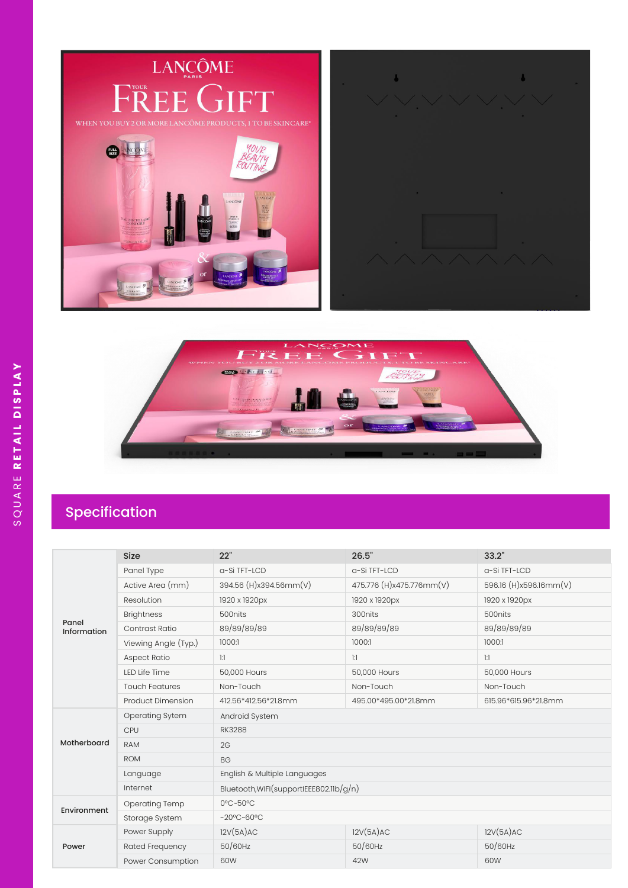SQUARE **RETAIL DISPLAY**

## Specification

| | Size | 22" | 26.5" | 33.2" |
|---|---|---|---|---|
| Panel Information | Panel Type | a-Si TFT-LCD | a-Si TFT-LCD | a-Si TFT-LCD |
| | Active Area (mm) | 394.56 (H)x394.56mm(V) | 475.776 (H)x475.776mm(V) | 596.16 (H)x596.16mm(V) |
| | Resolution | 1920 x 1920px | 1920 x 1920px | 1920 x 1920px |
| | Brightness | 500nits | 300nits | 500nits |
| | Contrast Ratio | 89/89/89/89 | 89/89/89/89 | 89/89/89/89 |
| | Viewing Angle (Typ.) | 1000:1 | 1000:1 | 1000:1 |
| | Aspect Ratio | 1:1 | 1:1 | 1:1 |
| | LED Life Time | 50,000 Hours | 50,000 Hours | 50,000 Hours |
| | Touch Features | Non-Touch | Non-Touch | Non-Touch |
| | Product Dimension | 412.56*412.56*21.8mm | 495.00*495.00*21.8mm | 615.96*615.96*21.8mm |
| Motherboard | Operating Sytem | Android System | | |
| | CPU | RK3288 | | |
| | RAM | 2G | | |
| | ROM | 8G | | |
| | Language | English & Multiple Languages | | |
| | Internet | Bluetooth,WIFI(supportIEEE802.11b/g/n) | | |
| Environment | Operating Temp | 0°C~50°C | | |
| | Storage System | -20°C~60°C | | |
| Power | Power Supply | 12V(5A)AC | 12V(5A)AC | 12V(5A)AC |
| | Rated Frequency | 50/60Hz | 50/60Hz | 50/60Hz |
| | Power Consumption | 60W | 42W | 60W |